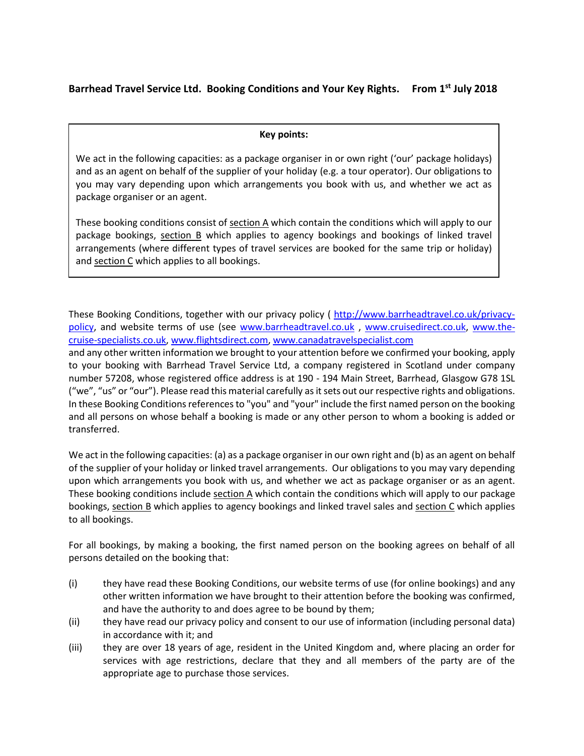# Barrhead Travel Service Ltd. Booking Conditions and Your Key Rights. From 1st July 2018

**Key points:**

We act in the following capacities: as a package organiser in or own right ('our' package holidays) and as an agent on behalf of the supplier of your holiday (e.g. a tour operator). Our obligations to you may vary depending upon which arrangements you book with us, and whether we act as package organiser or an agent.

These booking conditions consist of section A which contain the conditions which will apply to our package bookings, section B which applies to agency bookings and bookings of linked travel arrangements (where different types of travel services are booked for the same trip or holiday) and section C which applies to all bookings.

These Booking Conditions, together with our privacy policy ( http://www.barrheadtravel.co.uk/privacy-policy, and website terms of use (see www.barrheadtravel.co.uk , www.cruisedirect.co.uk, www.the-cruise-specialists.co.uk, www.flightsdirect.com, www.canadatravelspecialist.com and any other written information we brought to your attention before we confirmed your booking, apply to your booking with Barrhead Travel Service Ltd, a company registered in Scotland under company number 57208, whose registered office address is at 190 - 194 Main Street, Barrhead, Glasgow G78 1SL ("we", "us" or "our"). Please read this material carefully as it sets out our respective rights and obligations. In these Booking Conditions references to "you" and "your" include the first named person on the booking and all persons on whose behalf a booking is made or any other person to whom a booking is added or transferred.

We act in the following capacities: (a) as a package organiser in our own right and (b) as an agent on behalf of the supplier of your holiday or linked travel arrangements. Our obligations to you may vary depending upon which arrangements you book with us, and whether we act as package organiser or as an agent. These booking conditions include section A which contain the conditions which will apply to our package bookings, section B which applies to agency bookings and linked travel sales and section C which applies to all bookings.

For all bookings, by making a booking, the first named person on the booking agrees on behalf of all persons detailed on the booking that:

(i) they have read these Booking Conditions, our website terms of use (for online bookings) and any other written information we have brought to their attention before the booking was confirmed, and have the authority to and does agree to be bound by them;

(ii) they have read our privacy policy and consent to our use of information (including personal data) in accordance with it; and

(iii) they are over 18 years of age, resident in the United Kingdom and, where placing an order for services with age restrictions, declare that they and all members of the party are of the appropriate age to purchase those services.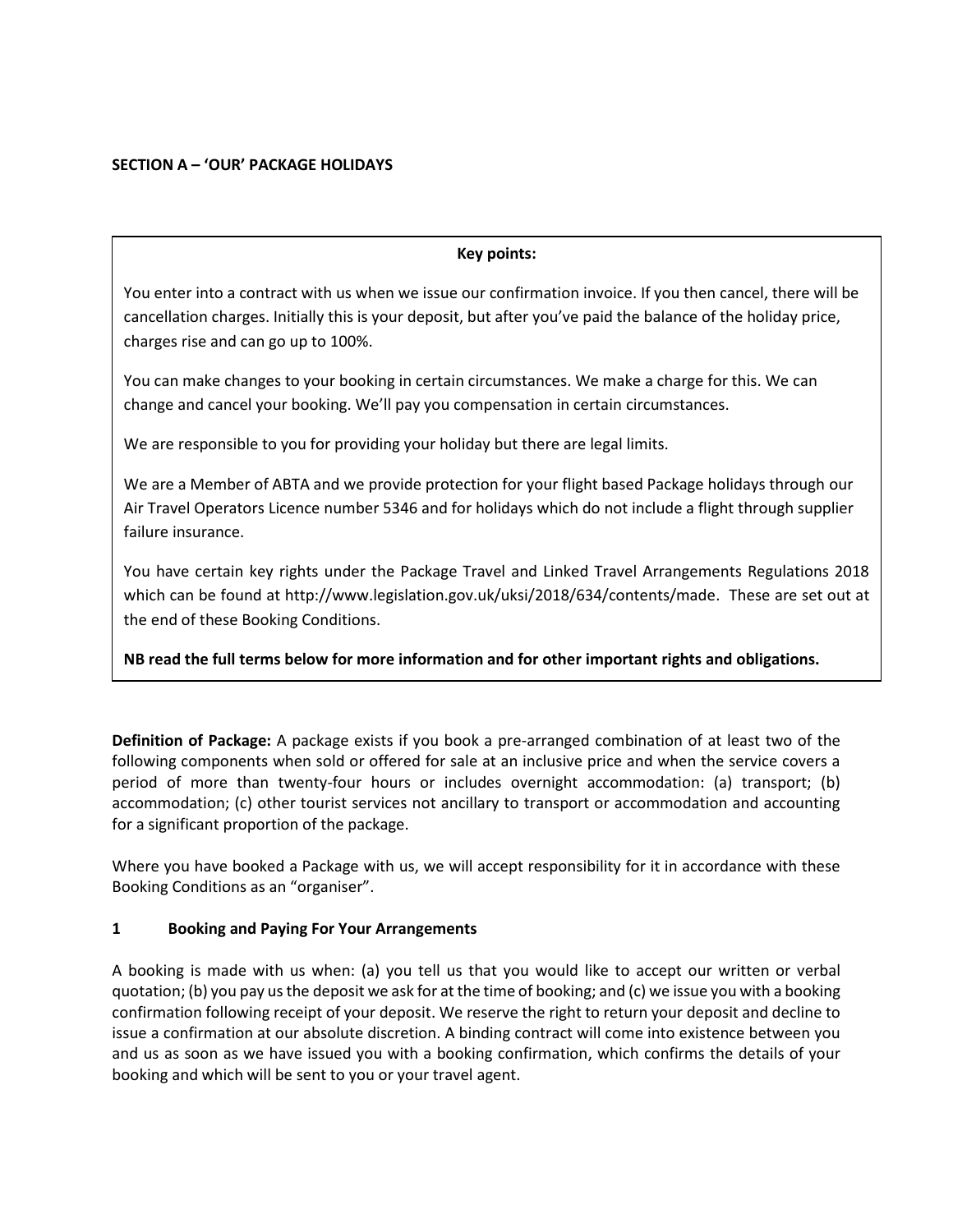**SECTION A – 'OUR' PACKAGE HOLIDAYS**

**Key points:**

You enter into a contract with us when we issue our confirmation invoice. If you then cancel, there will be cancellation charges. Initially this is your deposit, but after you've paid the balance of the holiday price, charges rise and can go up to 100%.

You can make changes to your booking in certain circumstances. We make a charge for this. We can change and cancel your booking. We'll pay you compensation in certain circumstances.

We are responsible to you for providing your holiday but there are legal limits.

We are a Member of ABTA and we provide protection for your flight based Package holidays through our Air Travel Operators Licence number 5346 and for holidays which do not include a flight through supplier failure insurance.

You have certain key rights under the Package Travel and Linked Travel Arrangements Regulations 2018 which can be found at http://www.legislation.gov.uk/uksi/2018/634/contents/made. These are set out at the end of these Booking Conditions.

**NB read the full terms below for more information and for other important rights and obligations.**

**Definition of Package:** A package exists if you book a pre-arranged combination of at least two of the following components when sold or offered for sale at an inclusive price and when the service covers a period of more than twenty-four hours or includes overnight accommodation: (a) transport; (b) accommodation; (c) other tourist services not ancillary to transport or accommodation and accounting for a significant proportion of the package.

Where you have booked a Package with us, we will accept responsibility for it in accordance with these Booking Conditions as an "organiser".

## 1 Booking and Paying For Your Arrangements

A booking is made with us when: (a) you tell us that you would like to accept our written or verbal quotation; (b) you pay us the deposit we ask for at the time of booking; and (c) we issue you with a booking confirmation following receipt of your deposit. We reserve the right to return your deposit and decline to issue a confirmation at our absolute discretion. A binding contract will come into existence between you and us as soon as we have issued you with a booking confirmation, which confirms the details of your booking and which will be sent to you or your travel agent.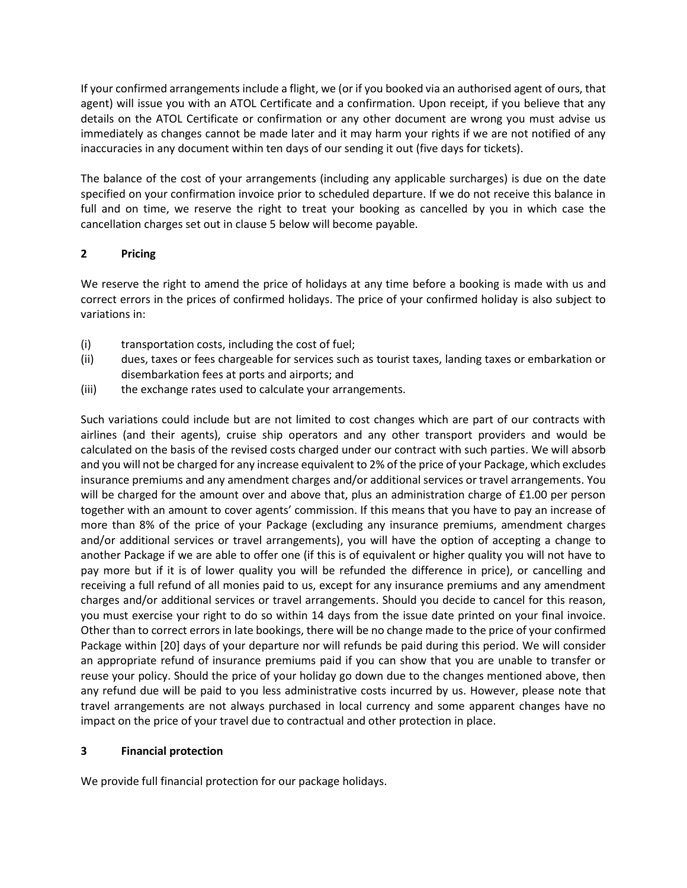If your confirmed arrangements include a flight, we (or if you booked via an authorised agent of ours, that agent) will issue you with an ATOL Certificate and a confirmation. Upon receipt, if you believe that any details on the ATOL Certificate or confirmation or any other document are wrong you must advise us immediately as changes cannot be made later and it may harm your rights if we are not notified of any inaccuracies in any document within ten days of our sending it out (five days for tickets).

The balance of the cost of your arrangements (including any applicable surcharges) is due on the date specified on your confirmation invoice prior to scheduled departure. If we do not receive this balance in full and on time, we reserve the right to treat your booking as cancelled by you in which case the cancellation charges set out in clause 5 below will become payable.

## 2 Pricing

We reserve the right to amend the price of holidays at any time before a booking is made with us and correct errors in the prices of confirmed holidays. The price of your confirmed holiday is also subject to variations in:

(i) transportation costs, including the cost of fuel;

(ii) dues, taxes or fees chargeable for services such as tourist taxes, landing taxes or embarkation or disembarkation fees at ports and airports; and

(iii) the exchange rates used to calculate your arrangements.

Such variations could include but are not limited to cost changes which are part of our contracts with airlines (and their agents), cruise ship operators and any other transport providers and would be calculated on the basis of the revised costs charged under our contract with such parties. We will absorb and you will not be charged for any increase equivalent to 2% of the price of your Package, which excludes insurance premiums and any amendment charges and/or additional services or travel arrangements. You will be charged for the amount over and above that, plus an administration charge of £1.00 per person together with an amount to cover agents' commission. If this means that you have to pay an increase of more than 8% of the price of your Package (excluding any insurance premiums, amendment charges and/or additional services or travel arrangements), you will have the option of accepting a change to another Package if we are able to offer one (if this is of equivalent or higher quality you will not have to pay more but if it is of lower quality you will be refunded the difference in price), or cancelling and receiving a full refund of all monies paid to us, except for any insurance premiums and any amendment charges and/or additional services or travel arrangements. Should you decide to cancel for this reason, you must exercise your right to do so within 14 days from the issue date printed on your final invoice. Other than to correct errors in late bookings, there will be no change made to the price of your confirmed Package within [20] days of your departure nor will refunds be paid during this period. We will consider an appropriate refund of insurance premiums paid if you can show that you are unable to transfer or reuse your policy. Should the price of your holiday go down due to the changes mentioned above, then any refund due will be paid to you less administrative costs incurred by us. However, please note that travel arrangements are not always purchased in local currency and some apparent changes have no impact on the price of your travel due to contractual and other protection in place.

## 3 Financial protection

We provide full financial protection for our package holidays.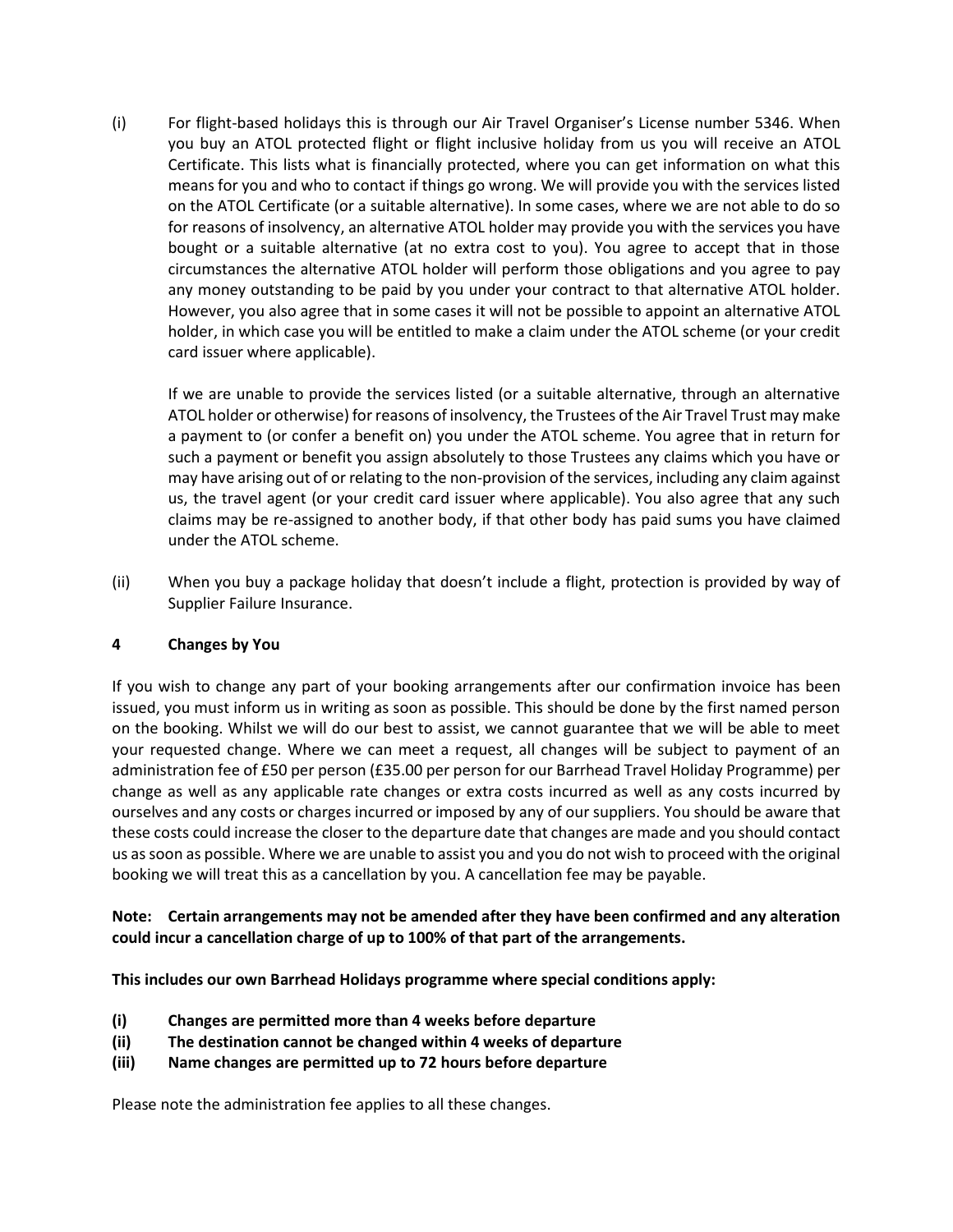(i) For flight-based holidays this is through our Air Travel Organiser's License number 5346. When you buy an ATOL protected flight or flight inclusive holiday from us you will receive an ATOL Certificate. This lists what is financially protected, where you can get information on what this means for you and who to contact if things go wrong. We will provide you with the services listed on the ATOL Certificate (or a suitable alternative). In some cases, where we are not able to do so for reasons of insolvency, an alternative ATOL holder may provide you with the services you have bought or a suitable alternative (at no extra cost to you). You agree to accept that in those circumstances the alternative ATOL holder will perform those obligations and you agree to pay any money outstanding to be paid by you under your contract to that alternative ATOL holder. However, you also agree that in some cases it will not be possible to appoint an alternative ATOL holder, in which case you will be entitled to make a claim under the ATOL scheme (or your credit card issuer where applicable).

    If we are unable to provide the services listed (or a suitable alternative, through an alternative ATOL holder or otherwise) for reasons of insolvency, the Trustees of the Air Travel Trust may make a payment to (or confer a benefit on) you under the ATOL scheme. You agree that in return for such a payment or benefit you assign absolutely to those Trustees any claims which you have or may have arising out of or relating to the non-provision of the services, including any claim against us, the travel agent (or your credit card issuer where applicable). You also agree that any such claims may be re-assigned to another body, if that other body has paid sums you have claimed under the ATOL scheme.

(ii) When you buy a package holiday that doesn't include a flight, protection is provided by way of Supplier Failure Insurance.

## 4 Changes by You

If you wish to change any part of your booking arrangements after our confirmation invoice has been issued, you must inform us in writing as soon as possible. This should be done by the first named person on the booking. Whilst we will do our best to assist, we cannot guarantee that we will be able to meet your requested change. Where we can meet a request, all changes will be subject to payment of an administration fee of £50 per person (£35.00 per person for our Barrhead Travel Holiday Programme) per change as well as any applicable rate changes or extra costs incurred as well as any costs incurred by ourselves and any costs or charges incurred or imposed by any of our suppliers. You should be aware that these costs could increase the closer to the departure date that changes are made and you should contact us as soon as possible. Where we are unable to assist you and you do not wish to proceed with the original booking we will treat this as a cancellation by you. A cancellation fee may be payable.

**Note: Certain arrangements may not be amended after they have been confirmed and any alteration could incur a cancellation charge of up to 100% of that part of the arrangements.**

**This includes our own Barrhead Holidays programme where special conditions apply:**

**(i) Changes are permitted more than 4 weeks before departure**
**(ii) The destination cannot be changed within 4 weeks of departure**
**(iii) Name changes are permitted up to 72 hours before departure**

Please note the administration fee applies to all these changes.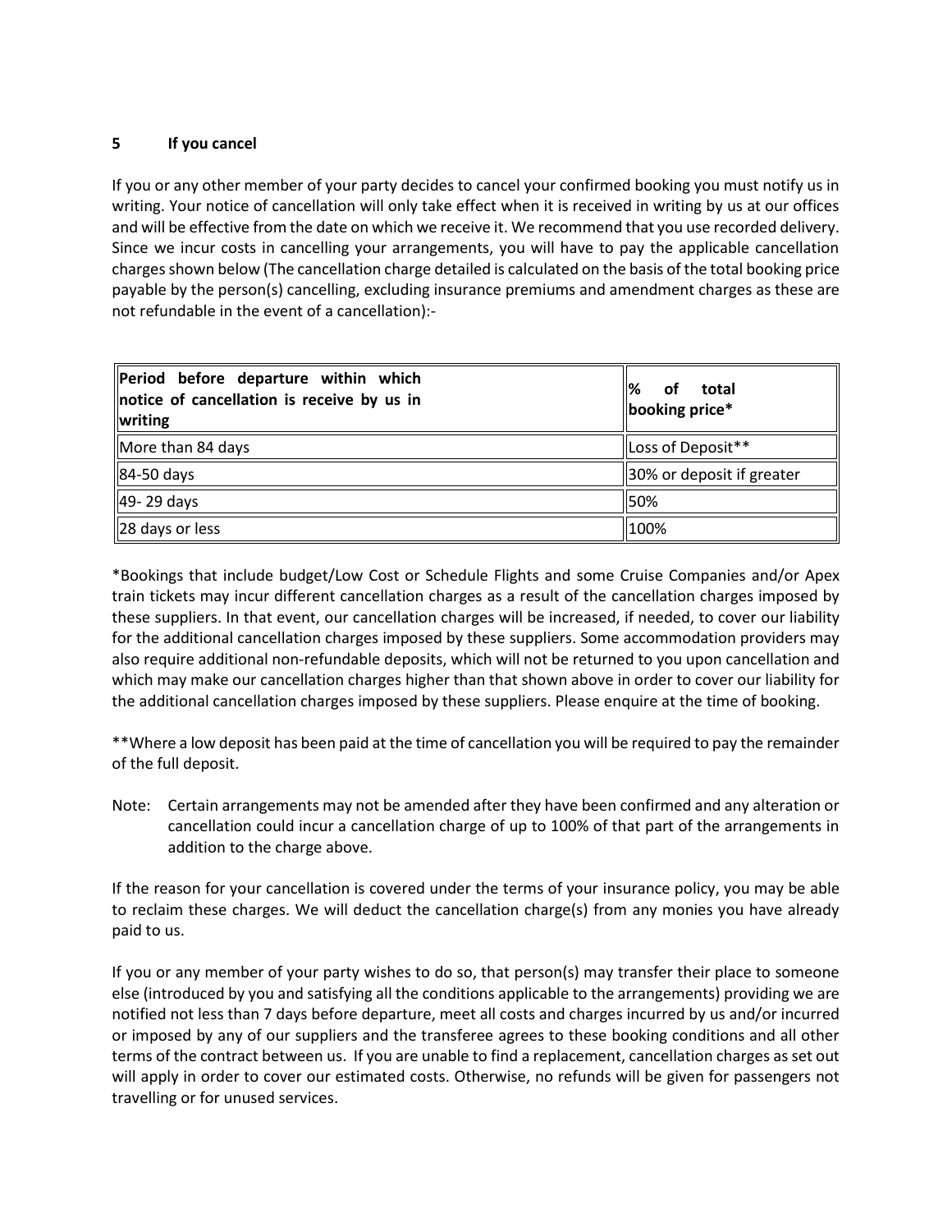## 5 If you cancel

If you or any other member of your party decides to cancel your confirmed booking you must notify us in writing. Your notice of cancellation will only take effect when it is received in writing by us at our offices and will be effective from the date on which we receive it. We recommend that you use recorded delivery. Since we incur costs in cancelling your arrangements, you will have to pay the applicable cancellation charges shown below (The cancellation charge detailed is calculated on the basis of the total booking price payable by the person(s) cancelling, excluding insurance premiums and amendment charges as these are not refundable in the event of a cancellation):-

| **Period before departure within which notice of cancellation is receive by us in writing** | **% of total booking price*** |
|---|---|
| More than 84 days | Loss of Deposit** |
| 84-50 days | 30% or deposit if greater |
| 49- 29 days | 50% |
| 28 days or less | 100% |

*Bookings that include budget/Low Cost or Schedule Flights and some Cruise Companies and/or Apex train tickets may incur different cancellation charges as a result of the cancellation charges imposed by these suppliers. In that event, our cancellation charges will be increased, if needed, to cover our liability for the additional cancellation charges imposed by these suppliers. Some accommodation providers may also require additional non-refundable deposits, which will not be returned to you upon cancellation and which may make our cancellation charges higher than that shown above in order to cover our liability for the additional cancellation charges imposed by these suppliers. Please enquire at the time of booking.

**Where a low deposit has been paid at the time of cancellation you will be required to pay the remainder of the full deposit.

Note: Certain arrangements may not be amended after they have been confirmed and any alteration or cancellation could incur a cancellation charge of up to 100% of that part of the arrangements in addition to the charge above.

If the reason for your cancellation is covered under the terms of your insurance policy, you may be able to reclaim these charges. We will deduct the cancellation charge(s) from any monies you have already paid to us.

If you or any member of your party wishes to do so, that person(s) may transfer their place to someone else (introduced by you and satisfying all the conditions applicable to the arrangements) providing we are notified not less than 7 days before departure, meet all costs and charges incurred by us and/or incurred or imposed by any of our suppliers and the transferee agrees to these booking conditions and all other terms of the contract between us. If you are unable to find a replacement, cancellation charges as set out will apply in order to cover our estimated costs. Otherwise, no refunds will be given for passengers not travelling or for unused services.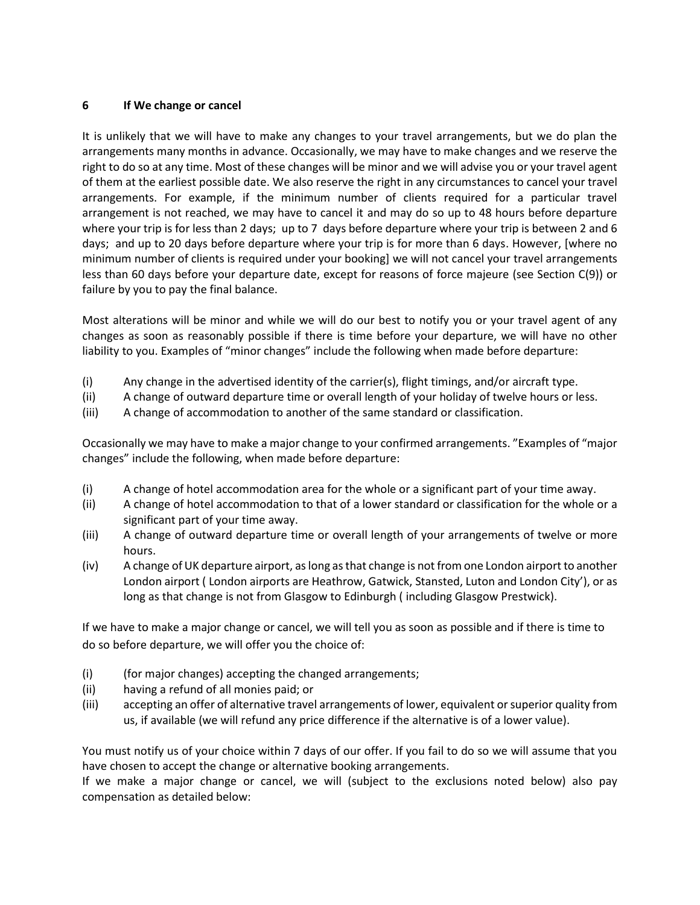## 6 If We change or cancel

It is unlikely that we will have to make any changes to your travel arrangements, but we do plan the arrangements many months in advance. Occasionally, we may have to make changes and we reserve the right to do so at any time. Most of these changes will be minor and we will advise you or your travel agent of them at the earliest possible date. We also reserve the right in any circumstances to cancel your travel arrangements. For example, if the minimum number of clients required for a particular travel arrangement is not reached, we may have to cancel it and may do so up to 48 hours before departure where your trip is for less than 2 days; up to 7 days before departure where your trip is between 2 and 6 days; and up to 20 days before departure where your trip is for more than 6 days. However, [where no minimum number of clients is required under your booking] we will not cancel your travel arrangements less than 60 days before your departure date, except for reasons of force majeure (see Section C(9)) or failure by you to pay the final balance.

Most alterations will be minor and while we will do our best to notify you or your travel agent of any changes as soon as reasonably possible if there is time before your departure, we will have no other liability to you. Examples of "minor changes" include the following when made before departure:

- (i) Any change in the advertised identity of the carrier(s), flight timings, and/or aircraft type.
- (ii) A change of outward departure time or overall length of your holiday of twelve hours or less.
- (iii) A change of accommodation to another of the same standard or classification.

Occasionally we may have to make a major change to your confirmed arrangements. "Examples of "major changes" include the following, when made before departure:

- (i) A change of hotel accommodation area for the whole or a significant part of your time away.
- (ii) A change of hotel accommodation to that of a lower standard or classification for the whole or a significant part of your time away.
- (iii) A change of outward departure time or overall length of your arrangements of twelve or more hours.
- (iv) A change of UK departure airport, as long as that change is not from one London airport to another London airport ( London airports are Heathrow, Gatwick, Stansted, Luton and London City'), or as long as that change is not from Glasgow to Edinburgh ( including Glasgow Prestwick).

If we have to make a major change or cancel, we will tell you as soon as possible and if there is time to do so before departure, we will offer you the choice of:

- (i) (for major changes) accepting the changed arrangements;
- (ii) having a refund of all monies paid; or
- (iii) accepting an offer of alternative travel arrangements of lower, equivalent or superior quality from us, if available (we will refund any price difference if the alternative is of a lower value).

You must notify us of your choice within 7 days of our offer. If you fail to do so we will assume that you have chosen to accept the change or alternative booking arrangements.
If we make a major change or cancel, we will (subject to the exclusions noted below) also pay compensation as detailed below: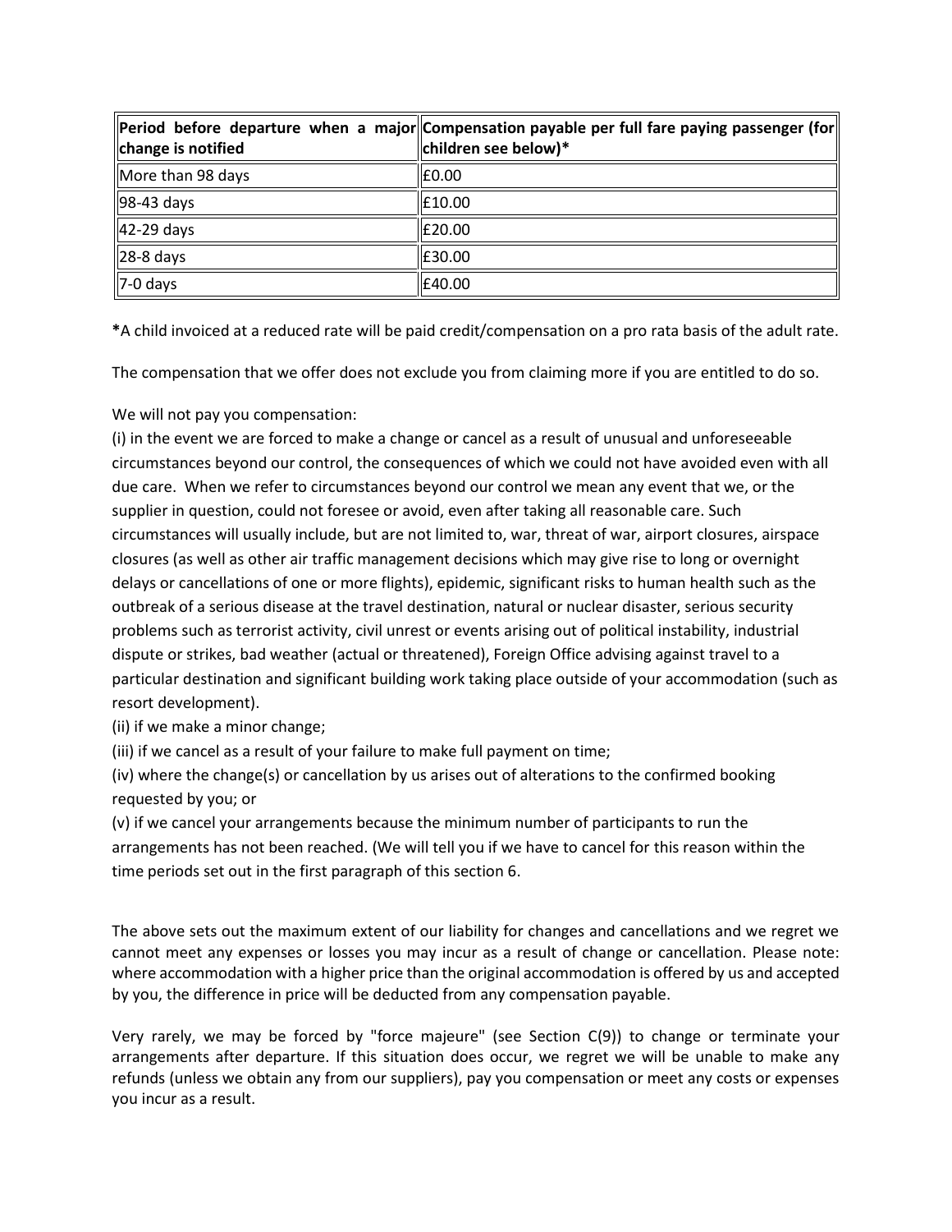| **Period before departure when a major change is notified** | **Compensation payable per full fare paying passenger (for children see below)*** |
|---|---|
| More than 98 days | £0.00 |
| 98-43 days | £10.00 |
| 42-29 days | £20.00 |
| 28-8 days | £30.00 |
| 7-0 days | £40.00 |

**\***A child invoiced at a reduced rate will be paid credit/compensation on a pro rata basis of the adult rate.

The compensation that we offer does not exclude you from claiming more if you are entitled to do so.

We will not pay you compensation:
(i) in the event we are forced to make a change or cancel as a result of unusual and unforeseeable circumstances beyond our control, the consequences of which we could not have avoided even with all due care. When we refer to circumstances beyond our control we mean any event that we, or the supplier in question, could not foresee or avoid, even after taking all reasonable care. Such circumstances will usually include, but are not limited to, war, threat of war, airport closures, airspace closures (as well as other air traffic management decisions which may give rise to long or overnight delays or cancellations of one or more flights), epidemic, significant risks to human health such as the outbreak of a serious disease at the travel destination, natural or nuclear disaster, serious security problems such as terrorist activity, civil unrest or events arising out of political instability, industrial dispute or strikes, bad weather (actual or threatened), Foreign Office advising against travel to a particular destination and significant building work taking place outside of your accommodation (such as resort development).
(ii) if we make a minor change;
(iii) if we cancel as a result of your failure to make full payment on time;
(iv) where the change(s) or cancellation by us arises out of alterations to the confirmed booking requested by you; or
(v) if we cancel your arrangements because the minimum number of participants to run the arrangements has not been reached. (We will tell you if we have to cancel for this reason within the time periods set out in the first paragraph of this section 6.

The above sets out the maximum extent of our liability for changes and cancellations and we regret we cannot meet any expenses or losses you may incur as a result of change or cancellation. Please note: where accommodation with a higher price than the original accommodation is offered by us and accepted by you, the difference in price will be deducted from any compensation payable.

Very rarely, we may be forced by "force majeure" (see Section C(9)) to change or terminate your arrangements after departure. If this situation does occur, we regret we will be unable to make any refunds (unless we obtain any from our suppliers), pay you compensation or meet any costs or expenses you incur as a result.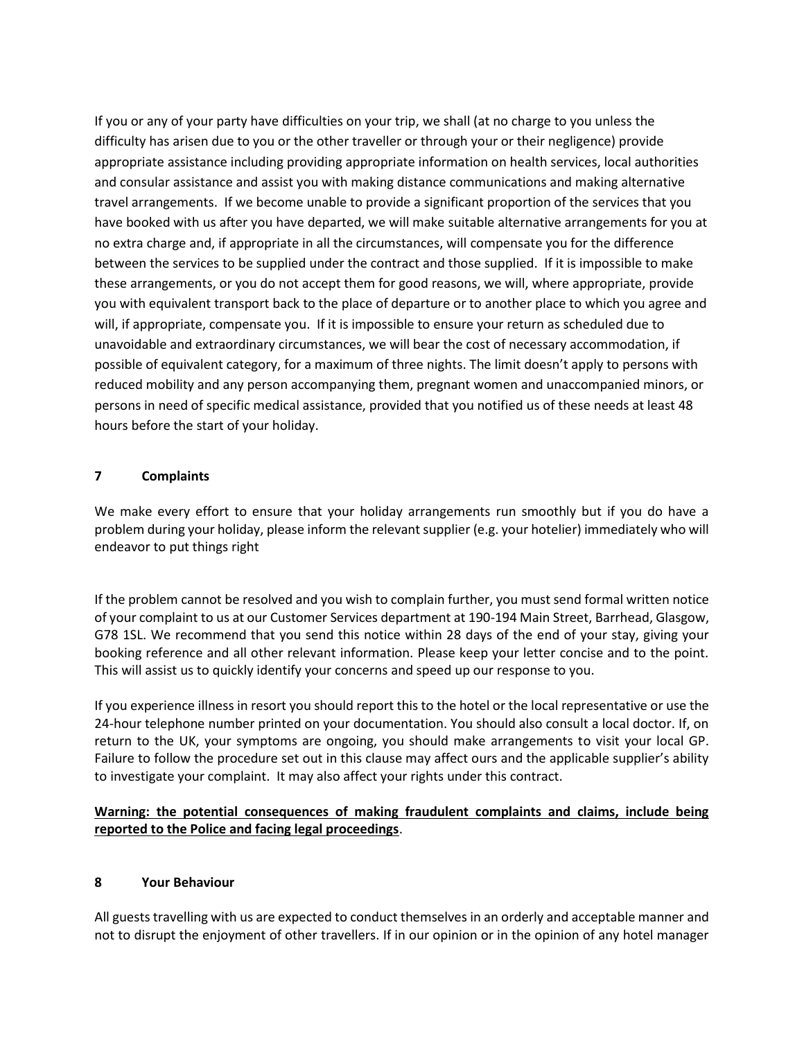If you or any of your party have difficulties on your trip, we shall (at no charge to you unless the difficulty has arisen due to you or the other traveller or through your or their negligence) provide appropriate assistance including providing appropriate information on health services, local authorities and consular assistance and assist you with making distance communications and making alternative travel arrangements. If we become unable to provide a significant proportion of the services that you have booked with us after you have departed, we will make suitable alternative arrangements for you at no extra charge and, if appropriate in all the circumstances, will compensate you for the difference between the services to be supplied under the contract and those supplied. If it is impossible to make these arrangements, or you do not accept them for good reasons, we will, where appropriate, provide you with equivalent transport back to the place of departure or to another place to which you agree and will, if appropriate, compensate you. If it is impossible to ensure your return as scheduled due to unavoidable and extraordinary circumstances, we will bear the cost of necessary accommodation, if possible of equivalent category, for a maximum of three nights. The limit doesn't apply to persons with reduced mobility and any person accompanying them, pregnant women and unaccompanied minors, or persons in need of specific medical assistance, provided that you notified us of these needs at least 48 hours before the start of your holiday.

## 7 Complaints

We make every effort to ensure that your holiday arrangements run smoothly but if you do have a problem during your holiday, please inform the relevant supplier (e.g. your hotelier) immediately who will endeavor to put things right

If the problem cannot be resolved and you wish to complain further, you must send formal written notice of your complaint to us at our Customer Services department at 190-194 Main Street, Barrhead, Glasgow, G78 1SL. We recommend that you send this notice within 28 days of the end of your stay, giving your booking reference and all other relevant information. Please keep your letter concise and to the point. This will assist us to quickly identify your concerns and speed up our response to you.

If you experience illness in resort you should report this to the hotel or the local representative or use the 24-hour telephone number printed on your documentation. You should also consult a local doctor. If, on return to the UK, your symptoms are ongoing, you should make arrangements to visit your local GP. Failure to follow the procedure set out in this clause may affect ours and the applicable supplier's ability to investigate your complaint. It may also affect your rights under this contract.

**Warning: the potential consequences of making fraudulent complaints and claims, include being reported to the Police and facing legal proceedings**.

## 8 Your Behaviour

All guests travelling with us are expected to conduct themselves in an orderly and acceptable manner and not to disrupt the enjoyment of other travellers. If in our opinion or in the opinion of any hotel manager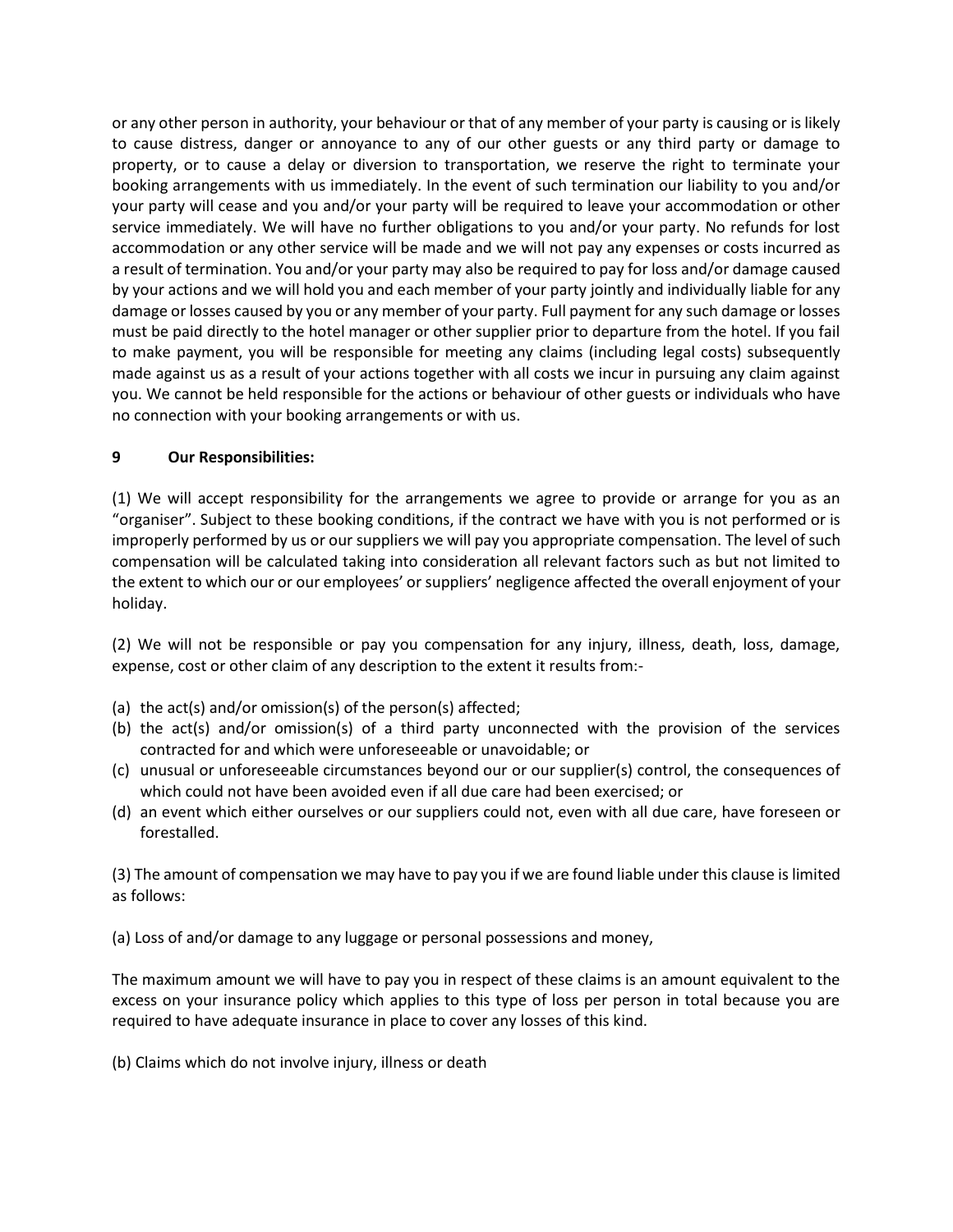or any other person in authority, your behaviour or that of any member of your party is causing or is likely to cause distress, danger or annoyance to any of our other guests or any third party or damage to property, or to cause a delay or diversion to transportation, we reserve the right to terminate your booking arrangements with us immediately. In the event of such termination our liability to you and/or your party will cease and you and/or your party will be required to leave your accommodation or other service immediately. We will have no further obligations to you and/or your party. No refunds for lost accommodation or any other service will be made and we will not pay any expenses or costs incurred as a result of termination. You and/or your party may also be required to pay for loss and/or damage caused by your actions and we will hold you and each member of your party jointly and individually liable for any damage or losses caused by you or any member of your party. Full payment for any such damage or losses must be paid directly to the hotel manager or other supplier prior to departure from the hotel. If you fail to make payment, you will be responsible for meeting any claims (including legal costs) subsequently made against us as a result of your actions together with all costs we incur in pursuing any claim against you. We cannot be held responsible for the actions or behaviour of other guests or individuals who have no connection with your booking arrangements or with us.

## 9 Our Responsibilities:

(1) We will accept responsibility for the arrangements we agree to provide or arrange for you as an "organiser". Subject to these booking conditions, if the contract we have with you is not performed or is improperly performed by us or our suppliers we will pay you appropriate compensation. The level of such compensation will be calculated taking into consideration all relevant factors such as but not limited to the extent to which our or our employees' or suppliers' negligence affected the overall enjoyment of your holiday.

(2) We will not be responsible or pay you compensation for any injury, illness, death, loss, damage, expense, cost or other claim of any description to the extent it results from:-

(a) the act(s) and/or omission(s) of the person(s) affected;
(b) the act(s) and/or omission(s) of a third party unconnected with the provision of the services contracted for and which were unforeseeable or unavoidable; or
(c) unusual or unforeseeable circumstances beyond our or our supplier(s) control, the consequences of which could not have been avoided even if all due care had been exercised; or
(d) an event which either ourselves or our suppliers could not, even with all due care, have foreseen or forestalled.

(3) The amount of compensation we may have to pay you if we are found liable under this clause is limited as follows:

(a) Loss of and/or damage to any luggage or personal possessions and money,

The maximum amount we will have to pay you in respect of these claims is an amount equivalent to the excess on your insurance policy which applies to this type of loss per person in total because you are required to have adequate insurance in place to cover any losses of this kind.

(b) Claims which do not involve injury, illness or death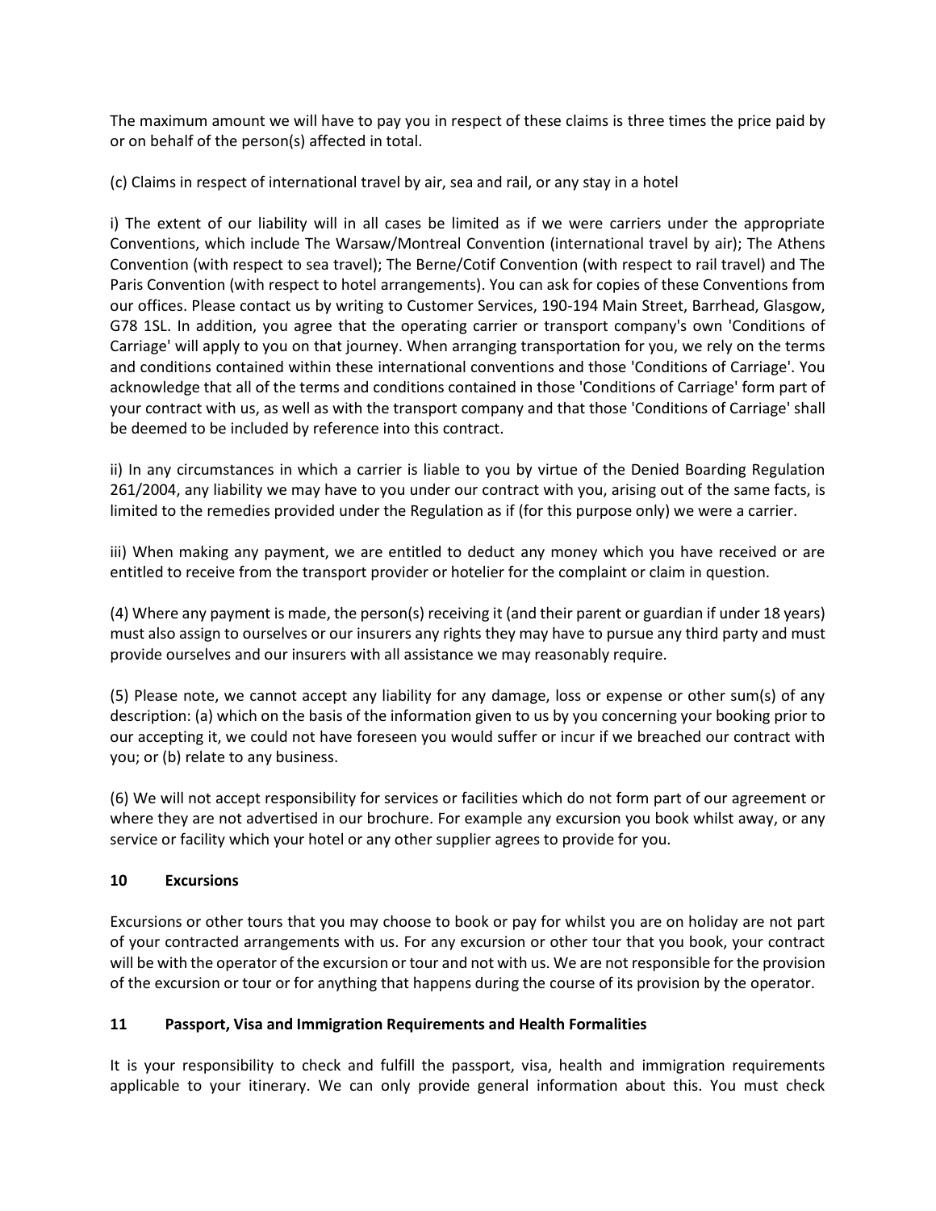The maximum amount we will have to pay you in respect of these claims is three times the price paid by or on behalf of the person(s) affected in total.

(c) Claims in respect of international travel by air, sea and rail, or any stay in a hotel

i) The extent of our liability will in all cases be limited as if we were carriers under the appropriate Conventions, which include The Warsaw/Montreal Convention (international travel by air); The Athens Convention (with respect to sea travel); The Berne/Cotif Convention (with respect to rail travel) and The Paris Convention (with respect to hotel arrangements). You can ask for copies of these Conventions from our offices. Please contact us by writing to Customer Services, 190-194 Main Street, Barrhead, Glasgow, G78 1SL. In addition, you agree that the operating carrier or transport company's own 'Conditions of Carriage' will apply to you on that journey. When arranging transportation for you, we rely on the terms and conditions contained within these international conventions and those 'Conditions of Carriage'. You acknowledge that all of the terms and conditions contained in those 'Conditions of Carriage' form part of your contract with us, as well as with the transport company and that those 'Conditions of Carriage' shall be deemed to be included by reference into this contract.

ii) In any circumstances in which a carrier is liable to you by virtue of the Denied Boarding Regulation 261/2004, any liability we may have to you under our contract with you, arising out of the same facts, is limited to the remedies provided under the Regulation as if (for this purpose only) we were a carrier.

iii) When making any payment, we are entitled to deduct any money which you have received or are entitled to receive from the transport provider or hotelier for the complaint or claim in question.

(4) Where any payment is made, the person(s) receiving it (and their parent or guardian if under 18 years) must also assign to ourselves or our insurers any rights they may have to pursue any third party and must provide ourselves and our insurers with all assistance we may reasonably require.

(5) Please note, we cannot accept any liability for any damage, loss or expense or other sum(s) of any description: (a) which on the basis of the information given to us by you concerning your booking prior to our accepting it, we could not have foreseen you would suffer or incur if we breached our contract with you; or (b) relate to any business.

(6) We will not accept responsibility for services or facilities which do not form part of our agreement or where they are not advertised in our brochure. For example any excursion you book whilst away, or any service or facility which your hotel or any other supplier agrees to provide for you.

## 10 Excursions

Excursions or other tours that you may choose to book or pay for whilst you are on holiday are not part of your contracted arrangements with us. For any excursion or other tour that you book, your contract will be with the operator of the excursion or tour and not with us. We are not responsible for the provision of the excursion or tour or for anything that happens during the course of its provision by the operator.

## 11 Passport, Visa and Immigration Requirements and Health Formalities

It is your responsibility to check and fulfill the passport, visa, health and immigration requirements applicable to your itinerary. We can only provide general information about this. You must check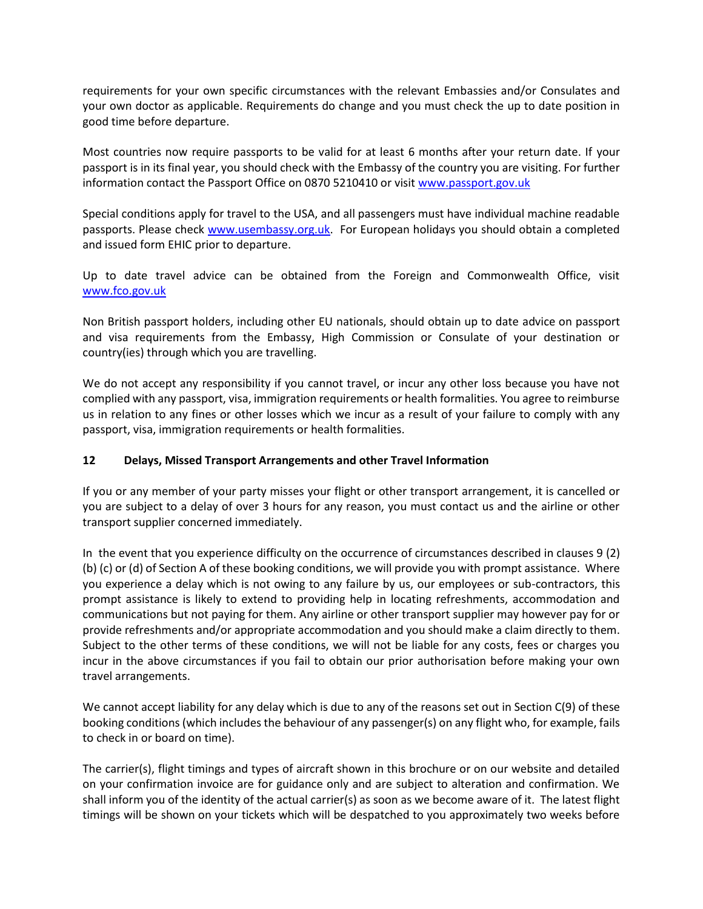requirements for your own specific circumstances with the relevant Embassies and/or Consulates and your own doctor as applicable. Requirements do change and you must check the up to date position in good time before departure.

Most countries now require passports to be valid for at least 6 months after your return date. If your passport is in its final year, you should check with the Embassy of the country you are visiting. For further information contact the Passport Office on 0870 5210410 or visit [www.passport.gov.uk](www.passport.gov.uk)

Special conditions apply for travel to the USA, and all passengers must have individual machine readable passports. Please check [www.usembassy.org.uk](www.usembassy.org.uk). For European holidays you should obtain a completed and issued form EHIC prior to departure.

Up to date travel advice can be obtained from the Foreign and Commonwealth Office, visit [www.fco.gov.uk](www.fco.gov.uk)

Non British passport holders, including other EU nationals, should obtain up to date advice on passport and visa requirements from the Embassy, High Commission or Consulate of your destination or country(ies) through which you are travelling.

We do not accept any responsibility if you cannot travel, or incur any other loss because you have not complied with any passport, visa, immigration requirements or health formalities. You agree to reimburse us in relation to any fines or other losses which we incur as a result of your failure to comply with any passport, visa, immigration requirements or health formalities.

**12 Delays, Missed Transport Arrangements and other Travel Information**

If you or any member of your party misses your flight or other transport arrangement, it is cancelled or you are subject to a delay of over 3 hours for any reason, you must contact us and the airline or other transport supplier concerned immediately.

In the event that you experience difficulty on the occurrence of circumstances described in clauses 9 (2) (b) (c) or (d) of Section A of these booking conditions, we will provide you with prompt assistance. Where you experience a delay which is not owing to any failure by us, our employees or sub-contractors, this prompt assistance is likely to extend to providing help in locating refreshments, accommodation and communications but not paying for them. Any airline or other transport supplier may however pay for or provide refreshments and/or appropriate accommodation and you should make a claim directly to them. Subject to the other terms of these conditions, we will not be liable for any costs, fees or charges you incur in the above circumstances if you fail to obtain our prior authorisation before making your own travel arrangements.

We cannot accept liability for any delay which is due to any of the reasons set out in Section C(9) of these booking conditions (which includes the behaviour of any passenger(s) on any flight who, for example, fails to check in or board on time).

The carrier(s), flight timings and types of aircraft shown in this brochure or on our website and detailed on your confirmation invoice are for guidance only and are subject to alteration and confirmation. We shall inform you of the identity of the actual carrier(s) as soon as we become aware of it. The latest flight timings will be shown on your tickets which will be despatched to you approximately two weeks before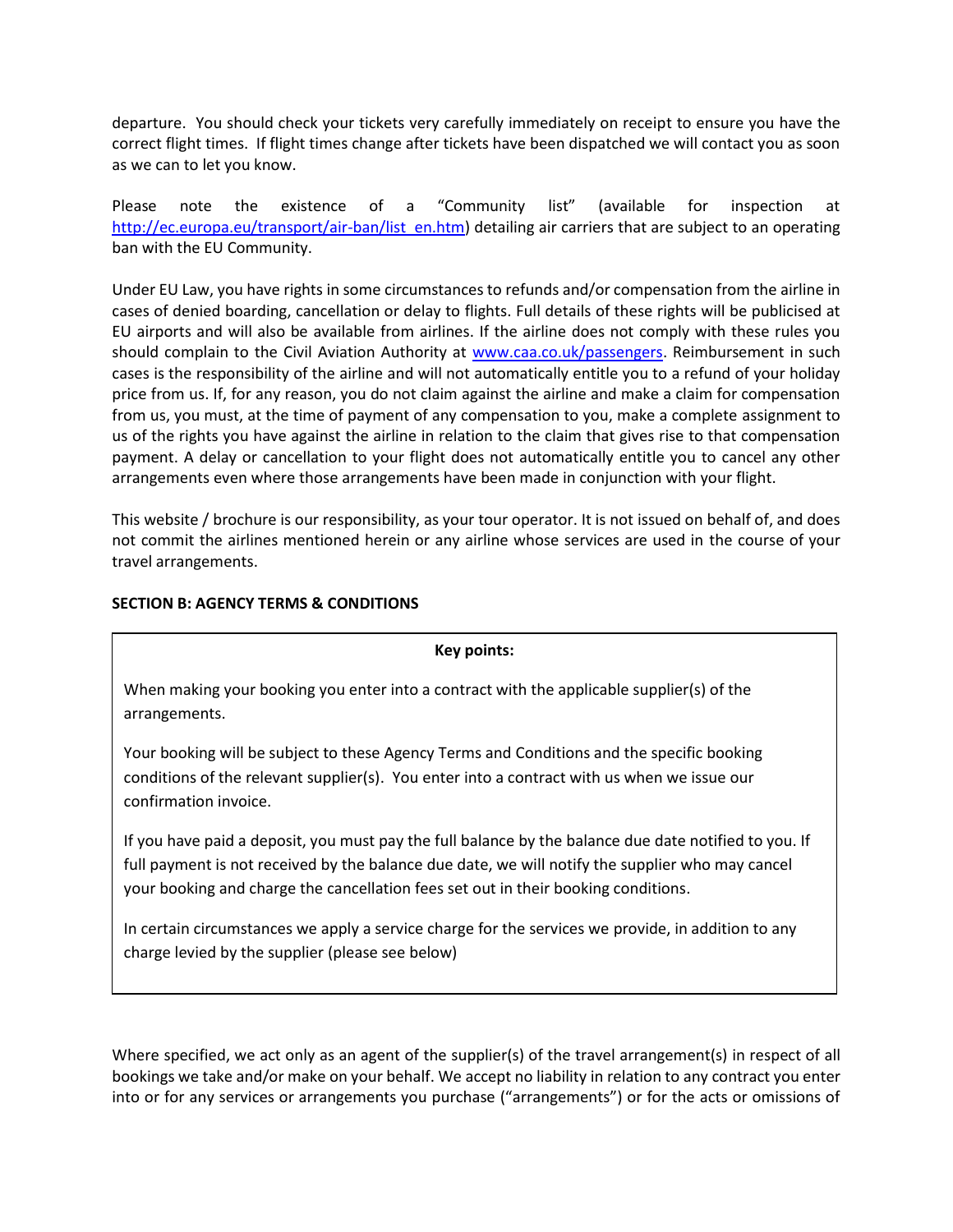departure. You should check your tickets very carefully immediately on receipt to ensure you have the correct flight times. If flight times change after tickets have been dispatched we will contact you as soon as we can to let you know.

Please note the existence of a "Community list" (available for inspection at [http://ec.europa.eu/transport/air-ban/list_en.htm](http://ec.europa.eu/transport/air-ban/list_en.htm)) detailing air carriers that are subject to an operating ban with the EU Community.

Under EU Law, you have rights in some circumstances to refunds and/or compensation from the airline in cases of denied boarding, cancellation or delay to flights. Full details of these rights will be publicised at EU airports and will also be available from airlines. If the airline does not comply with these rules you should complain to the Civil Aviation Authority at [www.caa.co.uk/passengers](http://www.caa.co.uk/passengers). Reimbursement in such cases is the responsibility of the airline and will not automatically entitle you to a refund of your holiday price from us. If, for any reason, you do not claim against the airline and make a claim for compensation from us, you must, at the time of payment of any compensation to you, make a complete assignment to us of the rights you have against the airline in relation to the claim that gives rise to that compensation payment. A delay or cancellation to your flight does not automatically entitle you to cancel any other arrangements even where those arrangements have been made in conjunction with your flight.

This website / brochure is our responsibility, as your tour operator. It is not issued on behalf of, and does not commit the airlines mentioned herein or any airline whose services are used in the course of your travel arrangements.

**SECTION B: AGENCY TERMS & CONDITIONS**

**Key points:**

When making your booking you enter into a contract with the applicable supplier(s) of the arrangements.

Your booking will be subject to these Agency Terms and Conditions and the specific booking conditions of the relevant supplier(s). You enter into a contract with us when we issue our confirmation invoice.

If you have paid a deposit, you must pay the full balance by the balance due date notified to you. If full payment is not received by the balance due date, we will notify the supplier who may cancel your booking and charge the cancellation fees set out in their booking conditions.

In certain circumstances we apply a service charge for the services we provide, in addition to any charge levied by the supplier (please see below)

Where specified, we act only as an agent of the supplier(s) of the travel arrangement(s) in respect of all bookings we take and/or make on your behalf. We accept no liability in relation to any contract you enter into or for any services or arrangements you purchase ("arrangements") or for the acts or omissions of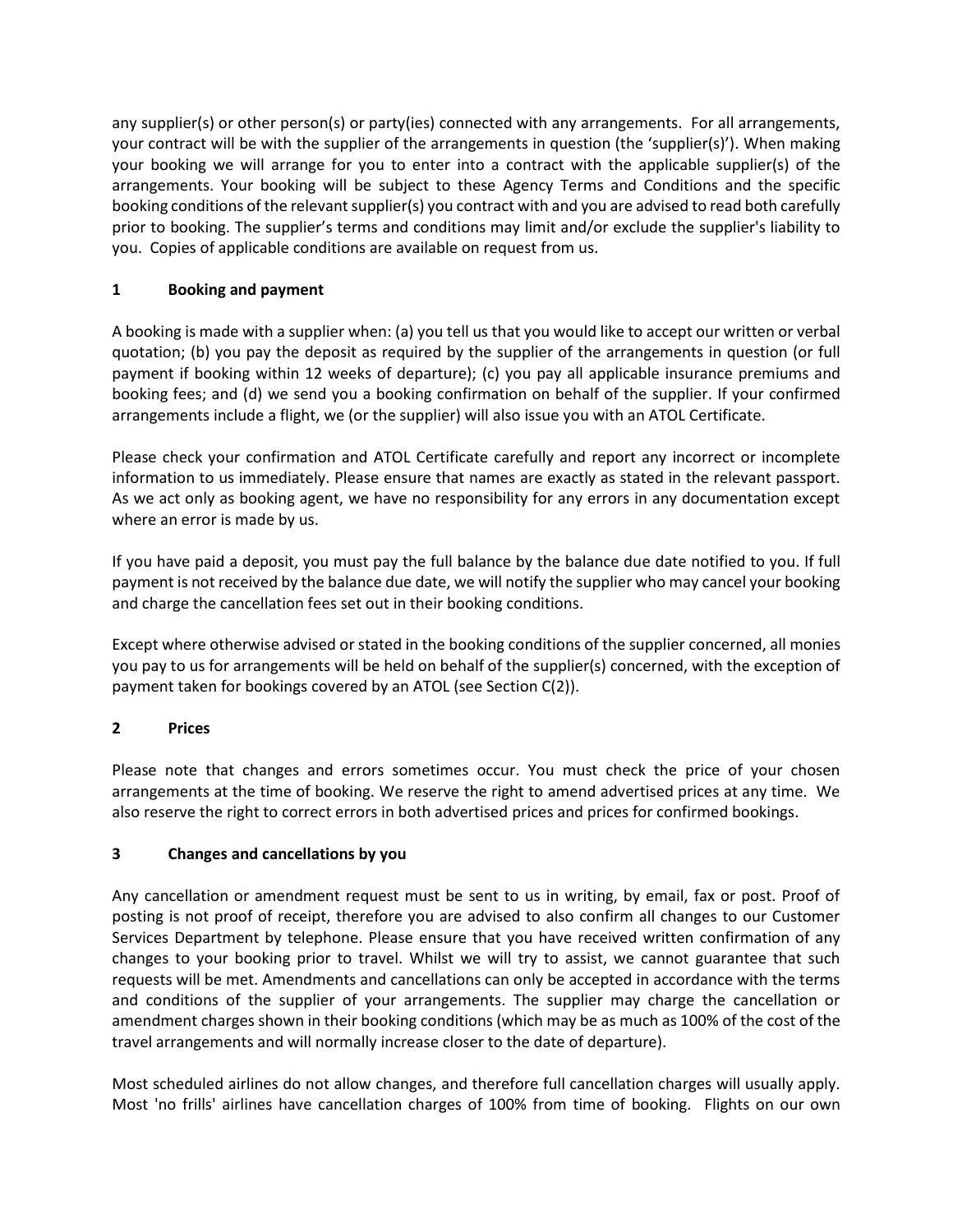any supplier(s) or other person(s) or party(ies) connected with any arrangements. For all arrangements, your contract will be with the supplier of the arrangements in question (the 'supplier(s)'). When making your booking we will arrange for you to enter into a contract with the applicable supplier(s) of the arrangements. Your booking will be subject to these Agency Terms and Conditions and the specific booking conditions of the relevant supplier(s) you contract with and you are advised to read both carefully prior to booking. The supplier's terms and conditions may limit and/or exclude the supplier's liability to you. Copies of applicable conditions are available on request from us.

## 1 Booking and payment

A booking is made with a supplier when: (a) you tell us that you would like to accept our written or verbal quotation; (b) you pay the deposit as required by the supplier of the arrangements in question (or full payment if booking within 12 weeks of departure); (c) you pay all applicable insurance premiums and booking fees; and (d) we send you a booking confirmation on behalf of the supplier. If your confirmed arrangements include a flight, we (or the supplier) will also issue you with an ATOL Certificate.

Please check your confirmation and ATOL Certificate carefully and report any incorrect or incomplete information to us immediately. Please ensure that names are exactly as stated in the relevant passport. As we act only as booking agent, we have no responsibility for any errors in any documentation except where an error is made by us.

If you have paid a deposit, you must pay the full balance by the balance due date notified to you. If full payment is not received by the balance due date, we will notify the supplier who may cancel your booking and charge the cancellation fees set out in their booking conditions.

Except where otherwise advised or stated in the booking conditions of the supplier concerned, all monies you pay to us for arrangements will be held on behalf of the supplier(s) concerned, with the exception of payment taken for bookings covered by an ATOL (see Section C(2)).

## 2 Prices

Please note that changes and errors sometimes occur. You must check the price of your chosen arrangements at the time of booking. We reserve the right to amend advertised prices at any time. We also reserve the right to correct errors in both advertised prices and prices for confirmed bookings.

## 3 Changes and cancellations by you

Any cancellation or amendment request must be sent to us in writing, by email, fax or post. Proof of posting is not proof of receipt, therefore you are advised to also confirm all changes to our Customer Services Department by telephone. Please ensure that you have received written confirmation of any changes to your booking prior to travel. Whilst we will try to assist, we cannot guarantee that such requests will be met. Amendments and cancellations can only be accepted in accordance with the terms and conditions of the supplier of your arrangements. The supplier may charge the cancellation or amendment charges shown in their booking conditions (which may be as much as 100% of the cost of the travel arrangements and will normally increase closer to the date of departure).

Most scheduled airlines do not allow changes, and therefore full cancellation charges will usually apply. Most 'no frills' airlines have cancellation charges of 100% from time of booking. Flights on our own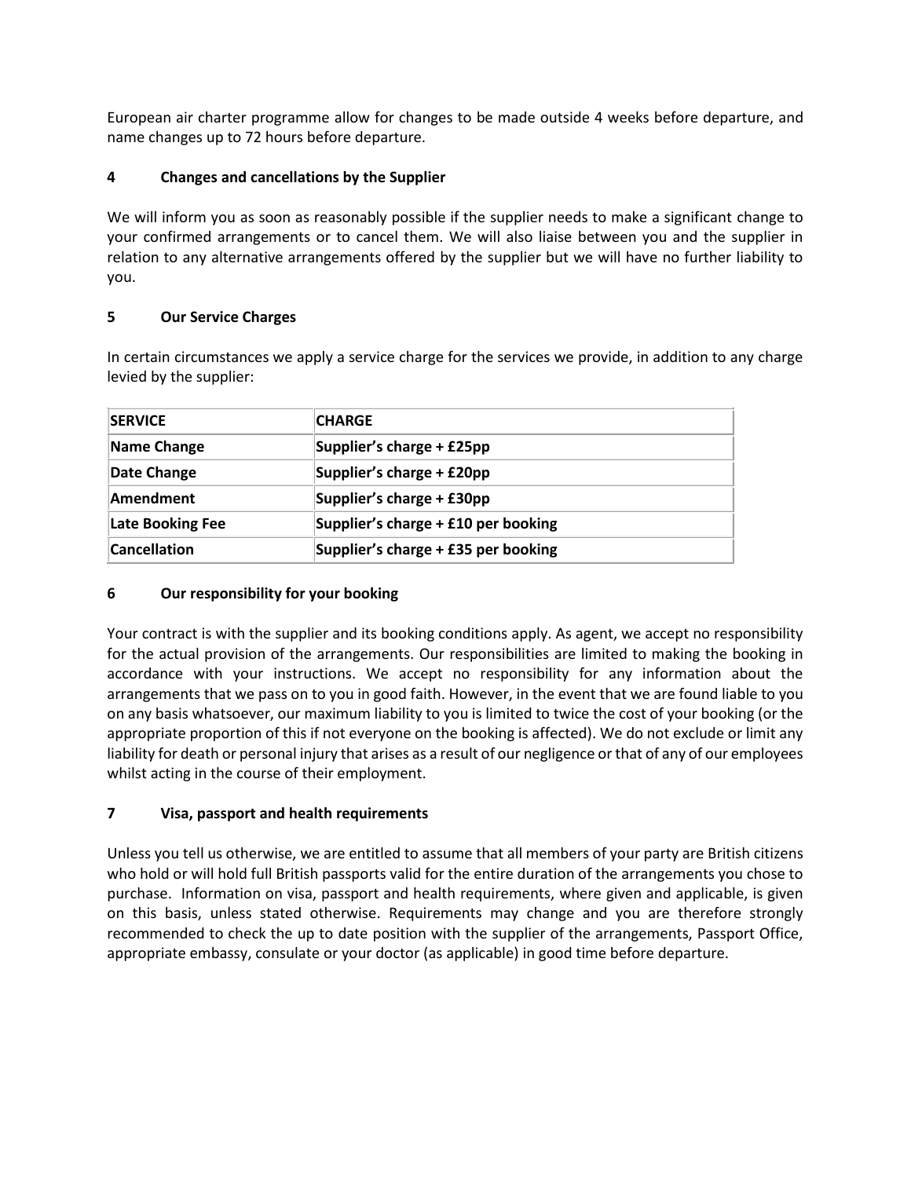European air charter programme allow for changes to be made outside 4 weeks before departure, and name changes up to 72 hours before departure.

## 4 Changes and cancellations by the Supplier

We will inform you as soon as reasonably possible if the supplier needs to make a significant change to your confirmed arrangements or to cancel them. We will also liaise between you and the supplier in relation to any alternative arrangements offered by the supplier but we will have no further liability to you.

## 5 Our Service Charges

In certain circumstances we apply a service charge for the services we provide, in addition to any charge levied by the supplier:

| SERVICE | CHARGE |
|---|---|
| **Name Change** | **Supplier's charge + £25pp** |
| **Date Change** | **Supplier's charge + £20pp** |
| **Amendment** | **Supplier's charge + £30pp** |
| **Late Booking Fee** | **Supplier's charge + £10 per booking** |
| **Cancellation** | **Supplier's charge + £35 per booking** |

## 6 Our responsibility for your booking

Your contract is with the supplier and its booking conditions apply. As agent, we accept no responsibility for the actual provision of the arrangements. Our responsibilities are limited to making the booking in accordance with your instructions. We accept no responsibility for any information about the arrangements that we pass on to you in good faith. However, in the event that we are found liable to you on any basis whatsoever, our maximum liability to you is limited to twice the cost of your booking (or the appropriate proportion of this if not everyone on the booking is affected). We do not exclude or limit any liability for death or personal injury that arises as a result of our negligence or that of any of our employees whilst acting in the course of their employment.

## 7 Visa, passport and health requirements

Unless you tell us otherwise, we are entitled to assume that all members of your party are British citizens who hold or will hold full British passports valid for the entire duration of the arrangements you chose to purchase. Information on visa, passport and health requirements, where given and applicable, is given on this basis, unless stated otherwise. Requirements may change and you are therefore strongly recommended to check the up to date position with the supplier of the arrangements, Passport Office, appropriate embassy, consulate or your doctor (as applicable) in good time before departure.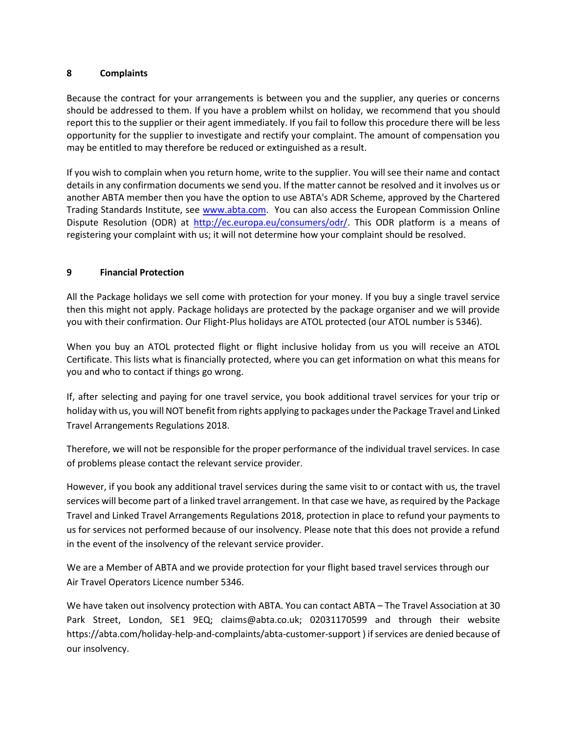## 8 Complaints

Because the contract for your arrangements is between you and the supplier, any queries or concerns should be addressed to them. If you have a problem whilst on holiday, we recommend that you should report this to the supplier or their agent immediately. If you fail to follow this procedure there will be less opportunity for the supplier to investigate and rectify your complaint. The amount of compensation you may be entitled to may therefore be reduced or extinguished as a result.

If you wish to complain when you return home, write to the supplier. You will see their name and contact details in any confirmation documents we send you. If the matter cannot be resolved and it involves us or another ABTA member then you have the option to use ABTA's ADR Scheme, approved by the Chartered Trading Standards Institute, see [www.abta.com](www.abta.com). You can also access the European Commission Online Dispute Resolution (ODR) at [http://ec.europa.eu/consumers/odr/](http://ec.europa.eu/consumers/odr/). This ODR platform is a means of registering your complaint with us; it will not determine how your complaint should be resolved.

## 9 Financial Protection

All the Package holidays we sell come with protection for your money. If you buy a single travel service then this might not apply. Package holidays are protected by the package organiser and we will provide you with their confirmation. Our Flight-Plus holidays are ATOL protected (our ATOL number is 5346).

When you buy an ATOL protected flight or flight inclusive holiday from us you will receive an ATOL Certificate. This lists what is financially protected, where you can get information on what this means for you and who to contact if things go wrong.

If, after selecting and paying for one travel service, you book additional travel services for your trip or holiday with us, you will NOT benefit from rights applying to packages under the Package Travel and Linked Travel Arrangements Regulations 2018.

Therefore, we will not be responsible for the proper performance of the individual travel services. In case of problems please contact the relevant service provider.

However, if you book any additional travel services during the same visit to or contact with us, the travel services will become part of a linked travel arrangement. In that case we have, as required by the Package Travel and Linked Travel Arrangements Regulations 2018, protection in place to refund your payments to us for services not performed because of our insolvency. Please note that this does not provide a refund in the event of the insolvency of the relevant service provider.

We are a Member of ABTA and we provide protection for your flight based travel services through our Air Travel Operators Licence number 5346.

We have taken out insolvency protection with ABTA. You can contact ABTA – The Travel Association at 30 Park Street, London, SE1 9EQ; claims@abta.co.uk; 02031170599 and through their website https://abta.com/holiday-help-and-complaints/abta-customer-support ) if services are denied because of our insolvency.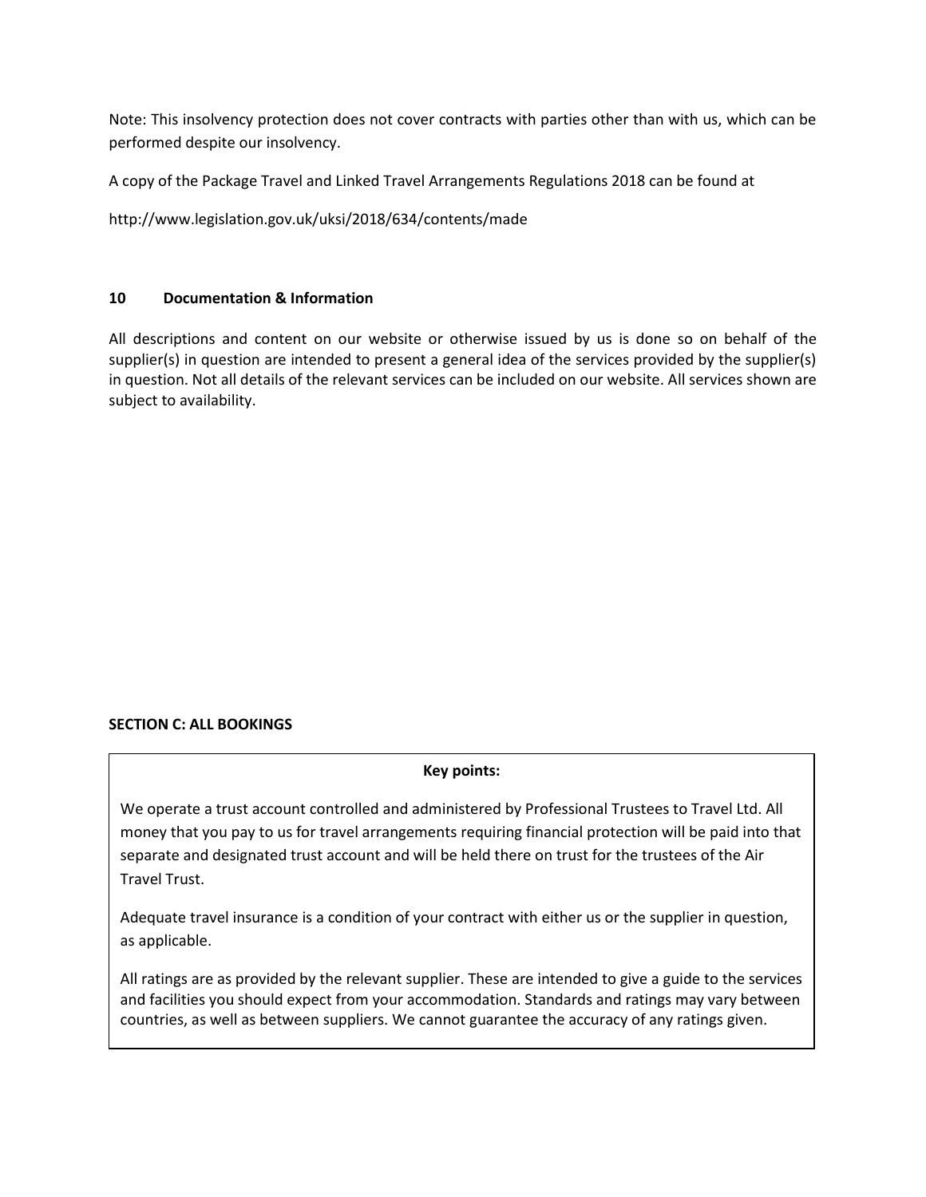Note: This insolvency protection does not cover contracts with parties other than with us, which can be performed despite our insolvency.

A copy of the Package Travel and Linked Travel Arrangements Regulations 2018 can be found at

http://www.legislation.gov.uk/uksi/2018/634/contents/made

### 10 Documentation & Information

All descriptions and content on our website or otherwise issued by us is done so on behalf of the supplier(s) in question are intended to present a general idea of the services provided by the supplier(s) in question. Not all details of the relevant services can be included on our website. All services shown are subject to availability.

## SECTION C: ALL BOOKINGS

**Key points:**

We operate a trust account controlled and administered by Professional Trustees to Travel Ltd. All money that you pay to us for travel arrangements requiring financial protection will be paid into that separate and designated trust account and will be held there on trust for the trustees of the Air Travel Trust.

Adequate travel insurance is a condition of your contract with either us or the supplier in question, as applicable.

All ratings are as provided by the relevant supplier. These are intended to give a guide to the services and facilities you should expect from your accommodation. Standards and ratings may vary between countries, as well as between suppliers. We cannot guarantee the accuracy of any ratings given.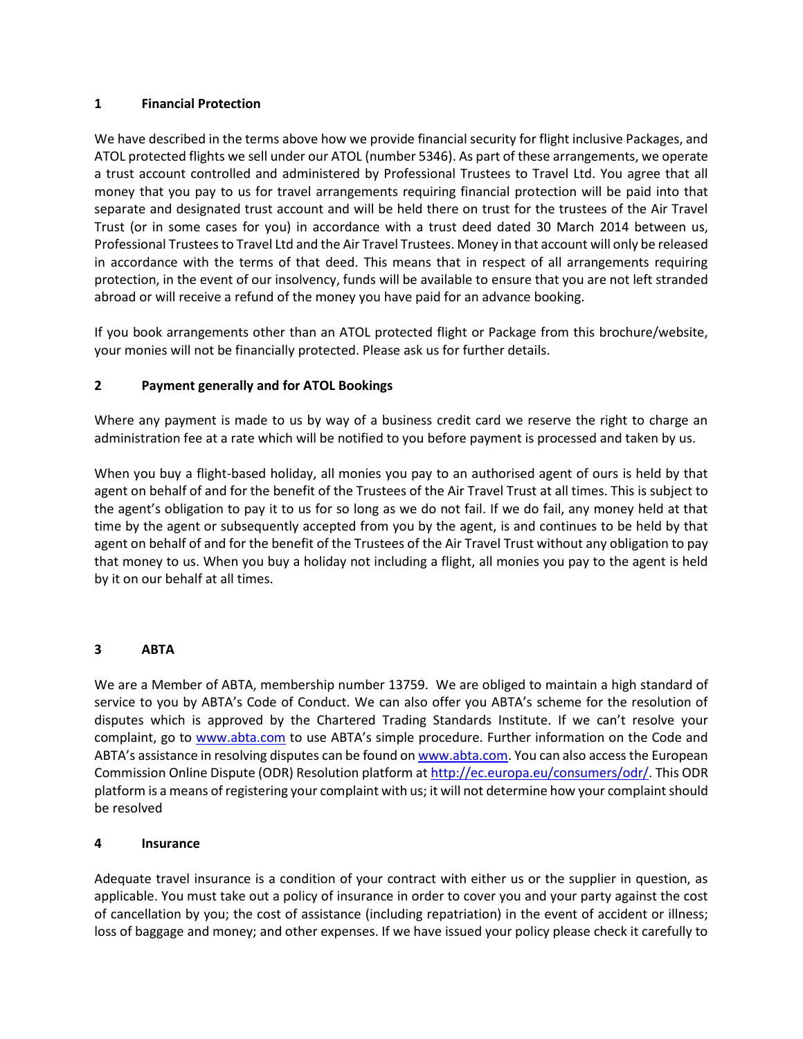## 1 Financial Protection

We have described in the terms above how we provide financial security for flight inclusive Packages, and ATOL protected flights we sell under our ATOL (number 5346). As part of these arrangements, we operate a trust account controlled and administered by Professional Trustees to Travel Ltd. You agree that all money that you pay to us for travel arrangements requiring financial protection will be paid into that separate and designated trust account and will be held there on trust for the trustees of the Air Travel Trust (or in some cases for you) in accordance with a trust deed dated 30 March 2014 between us, Professional Trustees to Travel Ltd and the Air Travel Trustees. Money in that account will only be released in accordance with the terms of that deed. This means that in respect of all arrangements requiring protection, in the event of our insolvency, funds will be available to ensure that you are not left stranded abroad or will receive a refund of the money you have paid for an advance booking.

If you book arrangements other than an ATOL protected flight or Package from this brochure/website, your monies will not be financially protected. Please ask us for further details.

## 2 Payment generally and for ATOL Bookings

Where any payment is made to us by way of a business credit card we reserve the right to charge an administration fee at a rate which will be notified to you before payment is processed and taken by us.

When you buy a flight-based holiday, all monies you pay to an authorised agent of ours is held by that agent on behalf of and for the benefit of the Trustees of the Air Travel Trust at all times. This is subject to the agent's obligation to pay it to us for so long as we do not fail. If we do fail, any money held at that time by the agent or subsequently accepted from you by the agent, is and continues to be held by that agent on behalf of and for the benefit of the Trustees of the Air Travel Trust without any obligation to pay that money to us. When you buy a holiday not including a flight, all monies you pay to the agent is held by it on our behalf at all times.

## 3 ABTA

We are a Member of ABTA, membership number 13759. We are obliged to maintain a high standard of service to you by ABTA's Code of Conduct. We can also offer you ABTA's scheme for the resolution of disputes which is approved by the Chartered Trading Standards Institute. If we can't resolve your complaint, go to [www.abta.com](www.abta.com) to use ABTA's simple procedure. Further information on the Code and ABTA's assistance in resolving disputes can be found on [www.abta.com](www.abta.com). You can also access the European Commission Online Dispute (ODR) Resolution platform at [http://ec.europa.eu/consumers/odr/](http://ec.europa.eu/consumers/odr/). This ODR platform is a means of registering your complaint with us; it will not determine how your complaint should be resolved

## 4 Insurance

Adequate travel insurance is a condition of your contract with either us or the supplier in question, as applicable. You must take out a policy of insurance in order to cover you and your party against the cost of cancellation by you; the cost of assistance (including repatriation) in the event of accident or illness; loss of baggage and money; and other expenses. If we have issued your policy please check it carefully to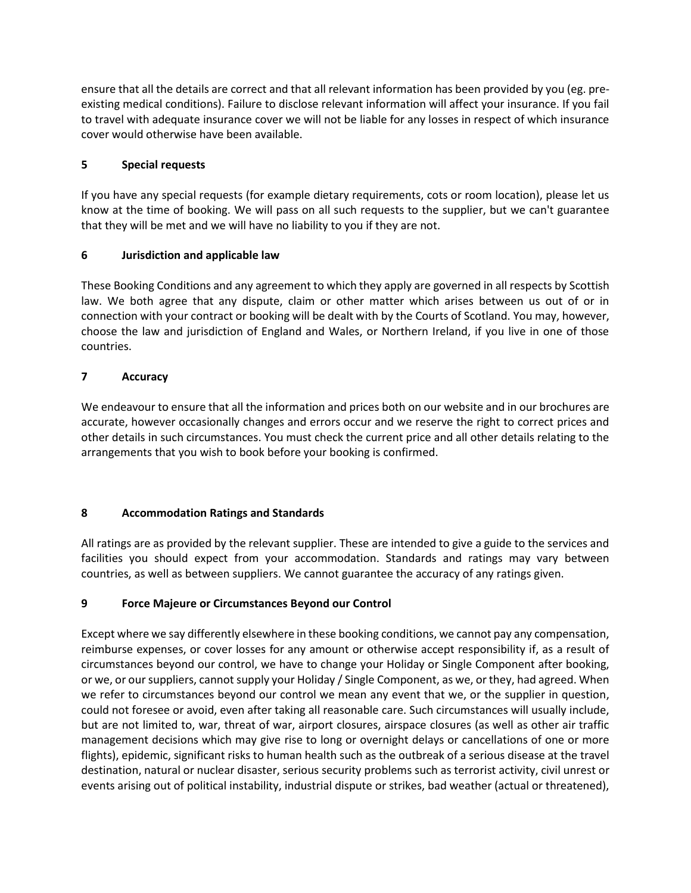ensure that all the details are correct and that all relevant information has been provided by you (eg. pre-existing medical conditions). Failure to disclose relevant information will affect your insurance. If you fail to travel with adequate insurance cover we will not be liable for any losses in respect of which insurance cover would otherwise have been available.

## 5 Special requests

If you have any special requests (for example dietary requirements, cots or room location), please let us know at the time of booking. We will pass on all such requests to the supplier, but we can't guarantee that they will be met and we will have no liability to you if they are not.

## 6 Jurisdiction and applicable law

These Booking Conditions and any agreement to which they apply are governed in all respects by Scottish law. We both agree that any dispute, claim or other matter which arises between us out of or in connection with your contract or booking will be dealt with by the Courts of Scotland. You may, however, choose the law and jurisdiction of England and Wales, or Northern Ireland, if you live in one of those countries.

## 7 Accuracy

We endeavour to ensure that all the information and prices both on our website and in our brochures are accurate, however occasionally changes and errors occur and we reserve the right to correct prices and other details in such circumstances. You must check the current price and all other details relating to the arrangements that you wish to book before your booking is confirmed.

## 8 Accommodation Ratings and Standards

All ratings are as provided by the relevant supplier. These are intended to give a guide to the services and facilities you should expect from your accommodation. Standards and ratings may vary between countries, as well as between suppliers. We cannot guarantee the accuracy of any ratings given.

## 9 Force Majeure or Circumstances Beyond our Control

Except where we say differently elsewhere in these booking conditions, we cannot pay any compensation, reimburse expenses, or cover losses for any amount or otherwise accept responsibility if, as a result of circumstances beyond our control, we have to change your Holiday or Single Component after booking, or we, or our suppliers, cannot supply your Holiday / Single Component, as we, or they, had agreed. When we refer to circumstances beyond our control we mean any event that we, or the supplier in question, could not foresee or avoid, even after taking all reasonable care. Such circumstances will usually include, but are not limited to, war, threat of war, airport closures, airspace closures (as well as other air traffic management decisions which may give rise to long or overnight delays or cancellations of one or more flights), epidemic, significant risks to human health such as the outbreak of a serious disease at the travel destination, natural or nuclear disaster, serious security problems such as terrorist activity, civil unrest or events arising out of political instability, industrial dispute or strikes, bad weather (actual or threatened),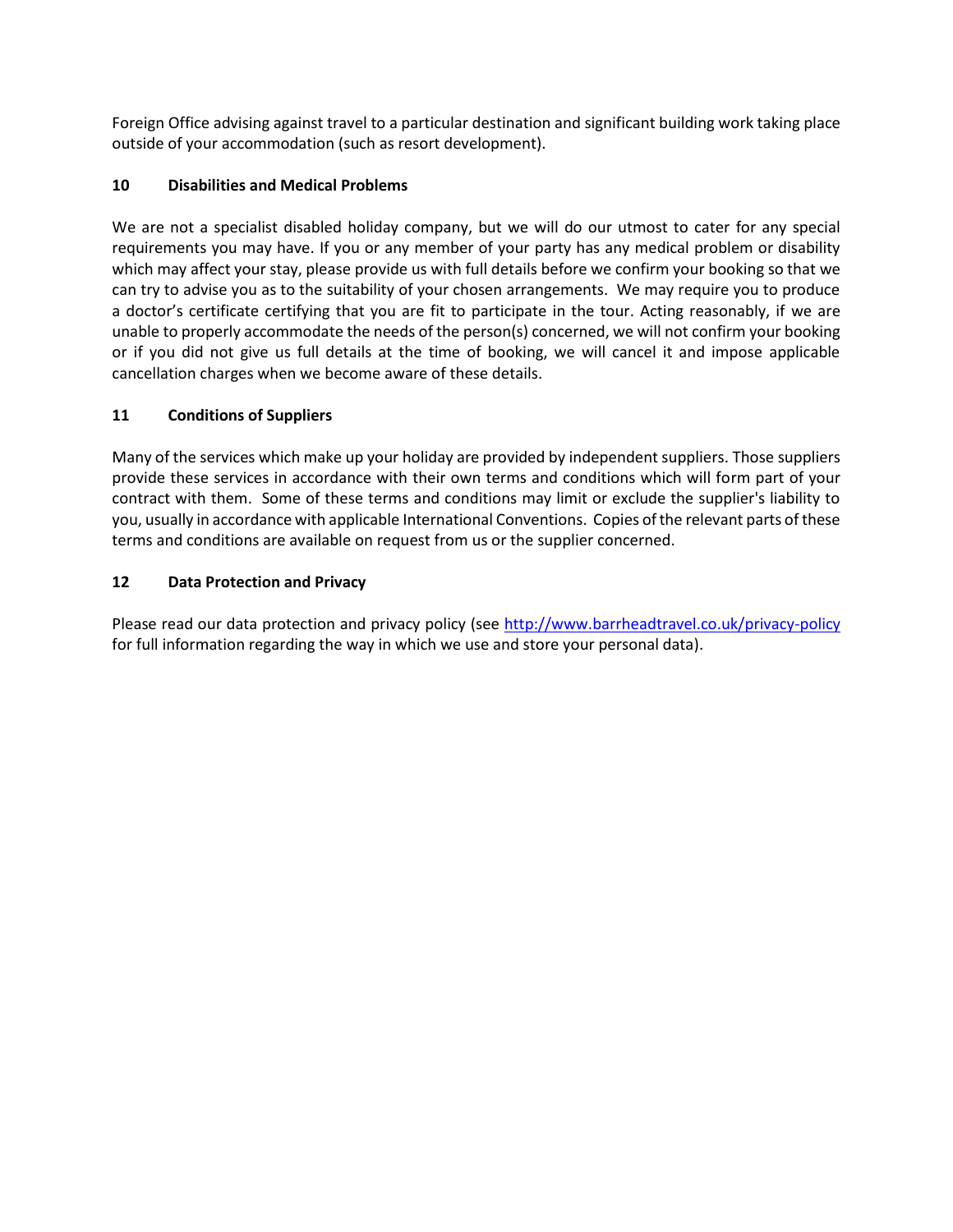Foreign Office advising against travel to a particular destination and significant building work taking place outside of your accommodation (such as resort development).

## 10 Disabilities and Medical Problems

We are not a specialist disabled holiday company, but we will do our utmost to cater for any special requirements you may have. If you or any member of your party has any medical problem or disability which may affect your stay, please provide us with full details before we confirm your booking so that we can try to advise you as to the suitability of your chosen arrangements. We may require you to produce a doctor's certificate certifying that you are fit to participate in the tour. Acting reasonably, if we are unable to properly accommodate the needs of the person(s) concerned, we will not confirm your booking or if you did not give us full details at the time of booking, we will cancel it and impose applicable cancellation charges when we become aware of these details.

## 11 Conditions of Suppliers

Many of the services which make up your holiday are provided by independent suppliers. Those suppliers provide these services in accordance with their own terms and conditions which will form part of your contract with them. Some of these terms and conditions may limit or exclude the supplier's liability to you, usually in accordance with applicable International Conventions. Copies of the relevant parts of these terms and conditions are available on request from us or the supplier concerned.

## 12 Data Protection and Privacy

Please read our data protection and privacy policy (see [http://www.barrheadtravel.co.uk/privacy-policy](http://www.barrheadtravel.co.uk/privacy-policy) for full information regarding the way in which we use and store your personal data).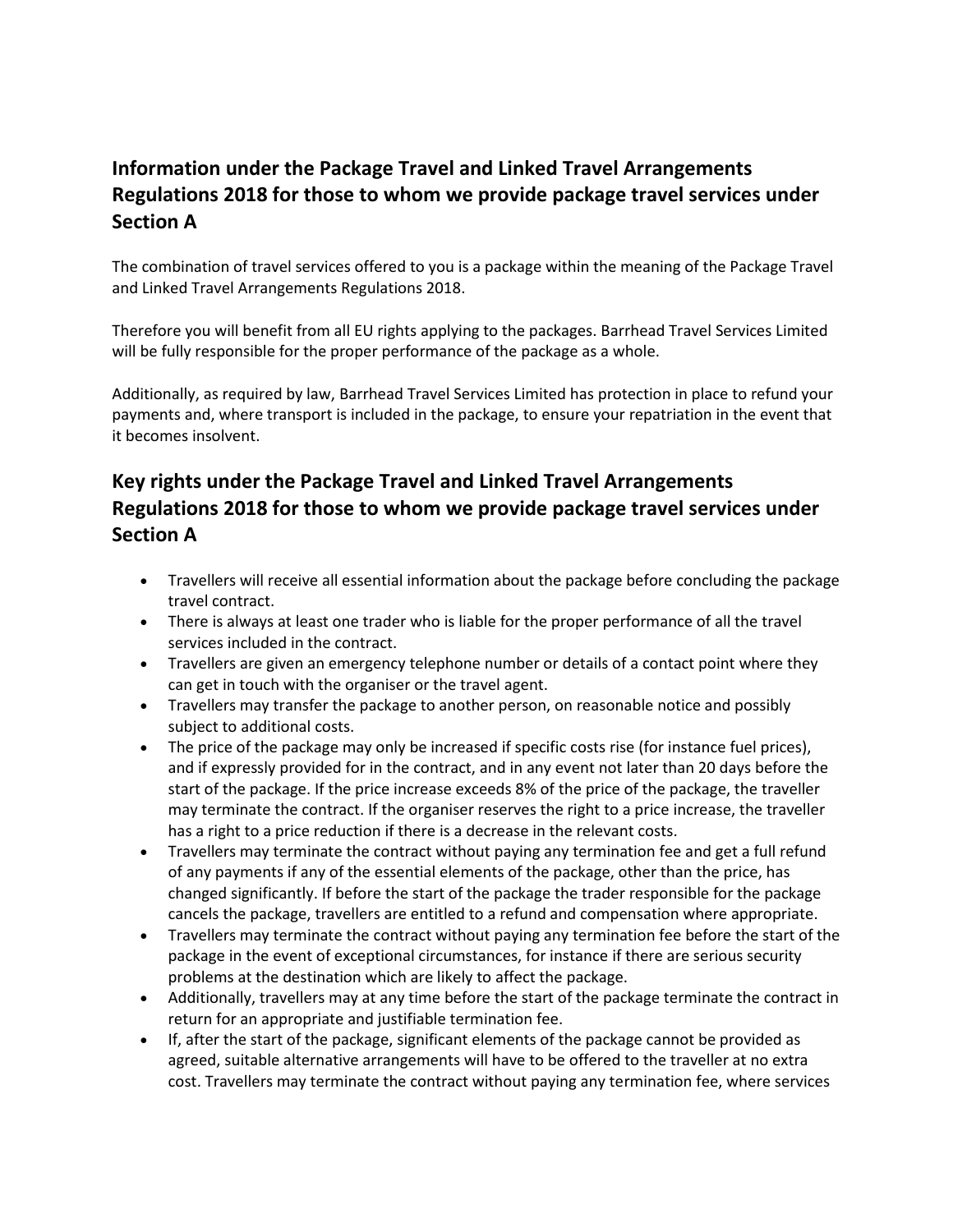## Information under the Package Travel and Linked Travel Arrangements Regulations 2018 for those to whom we provide package travel services under Section A

The combination of travel services offered to you is a package within the meaning of the Package Travel and Linked Travel Arrangements Regulations 2018.

Therefore you will benefit from all EU rights applying to the packages. Barrhead Travel Services Limited will be fully responsible for the proper performance of the package as a whole.

Additionally, as required by law, Barrhead Travel Services Limited has protection in place to refund your payments and, where transport is included in the package, to ensure your repatriation in the event that it becomes insolvent.

## Key rights under the Package Travel and Linked Travel Arrangements Regulations 2018 for those to whom we provide package travel services under Section A

- Travellers will receive all essential information about the package before concluding the package travel contract.
- There is always at least one trader who is liable for the proper performance of all the travel services included in the contract.
- Travellers are given an emergency telephone number or details of a contact point where they can get in touch with the organiser or the travel agent.
- Travellers may transfer the package to another person, on reasonable notice and possibly subject to additional costs.
- The price of the package may only be increased if specific costs rise (for instance fuel prices), and if expressly provided for in the contract, and in any event not later than 20 days before the start of the package. If the price increase exceeds 8% of the price of the package, the traveller may terminate the contract. If the organiser reserves the right to a price increase, the traveller has a right to a price reduction if there is a decrease in the relevant costs.
- Travellers may terminate the contract without paying any termination fee and get a full refund of any payments if any of the essential elements of the package, other than the price, has changed significantly. If before the start of the package the trader responsible for the package cancels the package, travellers are entitled to a refund and compensation where appropriate.
- Travellers may terminate the contract without paying any termination fee before the start of the package in the event of exceptional circumstances, for instance if there are serious security problems at the destination which are likely to affect the package.
- Additionally, travellers may at any time before the start of the package terminate the contract in return for an appropriate and justifiable termination fee.
- If, after the start of the package, significant elements of the package cannot be provided as agreed, suitable alternative arrangements will have to be offered to the traveller at no extra cost. Travellers may terminate the contract without paying any termination fee, where services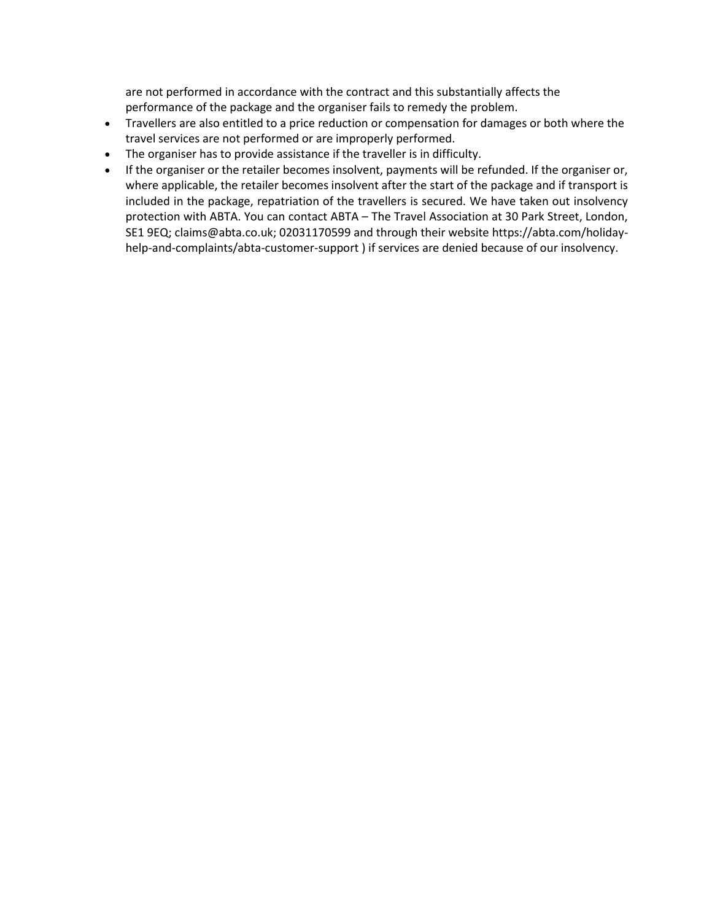are not performed in accordance with the contract and this substantially affects the performance of the package and the organiser fails to remedy the problem.

- Travellers are also entitled to a price reduction or compensation for damages or both where the travel services are not performed or are improperly performed.
- The organiser has to provide assistance if the traveller is in difficulty.
- If the organiser or the retailer becomes insolvent, payments will be refunded. If the organiser or, where applicable, the retailer becomes insolvent after the start of the package and if transport is included in the package, repatriation of the travellers is secured. We have taken out insolvency protection with ABTA. You can contact ABTA – The Travel Association at 30 Park Street, London, SE1 9EQ; claims@abta.co.uk; 02031170599 and through their website https://abta.com/holiday-help-and-complaints/abta-customer-support ) if services are denied because of our insolvency.